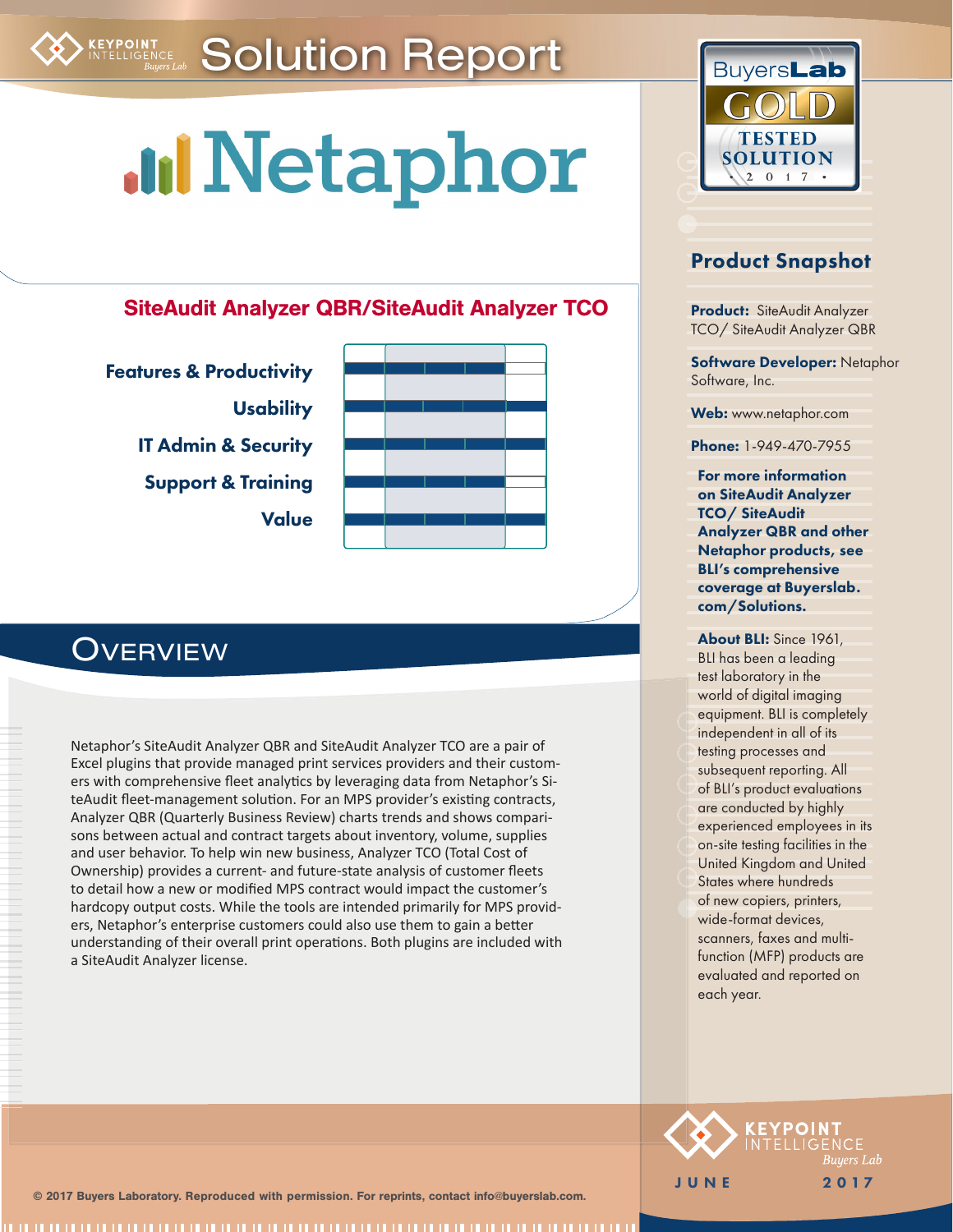# Solution Report

# Netaphor

## SiteAudit Analyzer QBR/SiteAudit Analyzer TCO

Features & Productivity

Usability

IT Admin & Security

Support & Training

Value

BuyersLab GOLD TESTED SOLUTION • 2017 •

## Product Snapshot

**Product:** SiteAudit Analyzer TCO/ SiteAudit Analyzer QBR

**Software Developer:** Netaphor Software, Inc.

**Web:** www.netaphor.com

**Phone:** 1-949-470-7955

**For more information on SiteAudit Analyzer TCO/ SiteAudit Analyzer QBR and other Netaphor products, see BLI's comprehensive coverage at Buyerslab.com/Solutions.**

**About BLI:** Since 1961, BLI has been a leading test laboratory in the world of digital imaging equipment. BLI is completely independent in all of its testing processes and subsequent reporting. All of BLI's product evaluations are conducted by highly experienced employees in its on-site testing facilities in the United Kingdom and United States where hundreds of new copiers, printers, wide-format devices, scanners, faxes and multifunction (MFP) products are evaluated and reported on each year.

## Overview

Netaphor's SiteAudit Analyzer QBR and SiteAudit Analyzer TCO are a pair of Excel plugins that provide managed print services providers and their customers with comprehensive fleet analytics by leveraging data from Netaphor's SiteAudit fleet-management solution. For an MPS provider's existing contracts, Analyzer QBR (Quarterly Business Review) charts trends and shows comparisons between actual and contract targets about inventory, volume, supplies and user behavior. To help win new business, Analyzer TCO (Total Cost of Ownership) provides a current- and future-state analysis of customer fleets to detail how a new or modified MPS contract would impact the customer's hardcopy output costs. While the tools are intended primarily for MPS providers, Netaphor's enterprise customers could also use them to gain a better understanding of their overall print operations. Both plugins are included with a SiteAudit Analyzer license.

KEYPOINT INTELLIGENCE Buyers Lab

JUNE 2017

© 2017 Buyers Laboratory. Reproduced with permission. For reprints, contact info@buyerslab.com.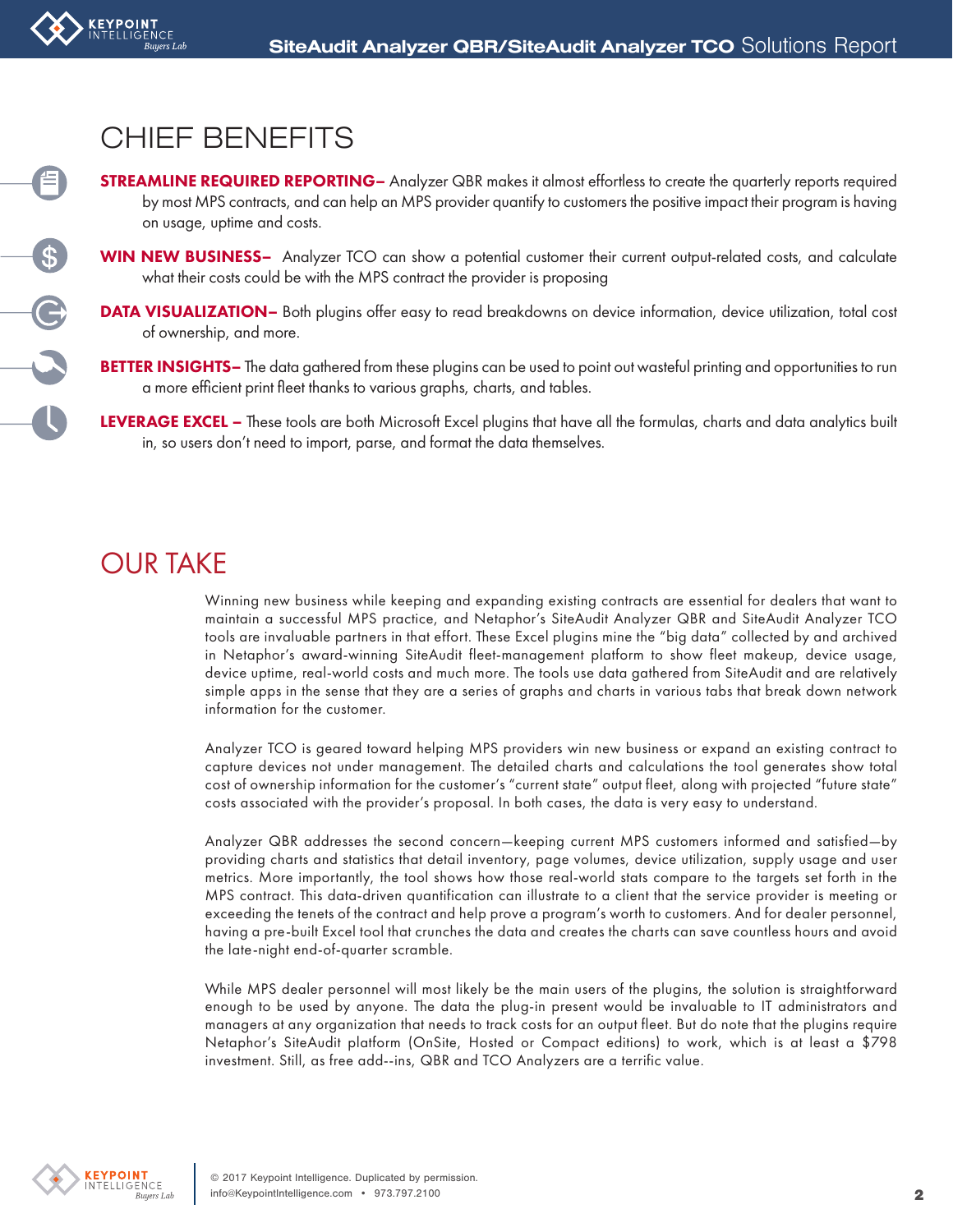## CHIEF BENEFITS

**STREAMLINE REQUIRED REPORTING–** Analyzer QBR makes it almost effortless to create the quarterly reports required by most MPS contracts, and can help an MPS provider quantify to customers the positive impact their program is having on usage, uptime and costs.

**WIN NEW BUSINESS–** Analyzer TCO can show a potential customer their current output-related costs, and calculate what their costs could be with the MPS contract the provider is proposing

**DATA VISUALIZATION–** Both plugins offer easy to read breakdowns on device information, device utilization, total cost of ownership, and more.

**BETTER INSIGHTS–** The data gathered from these plugins can be used to point out wasteful printing and opportunities to run a more efficient print fleet thanks to various graphs, charts, and tables.

**LEVERAGE EXCEL –** These tools are both Microsoft Excel plugins that have all the formulas, charts and data analytics built in, so users don't need to import, parse, and format the data themselves.

## OUR TAKE

Winning new business while keeping and expanding existing contracts are essential for dealers that want to maintain a successful MPS practice, and Netaphor's SiteAudit Analyzer QBR and SiteAudit Analyzer TCO tools are invaluable partners in that effort. These Excel plugins mine the "big data" collected by and archived in Netaphor's award-winning SiteAudit fleet-management platform to show fleet makeup, device usage, device uptime, real-world costs and much more. The tools use data gathered from SiteAudit and are relatively simple apps in the sense that they are a series of graphs and charts in various tabs that break down network information for the customer.

Analyzer TCO is geared toward helping MPS providers win new business or expand an existing contract to capture devices not under management. The detailed charts and calculations the tool generates show total cost of ownership information for the customer's "current state" output fleet, along with projected "future state" costs associated with the provider's proposal. In both cases, the data is very easy to understand.

Analyzer QBR addresses the second concern—keeping current MPS customers informed and satisfied—by providing charts and statistics that detail inventory, page volumes, device utilization, supply usage and user metrics. More importantly, the tool shows how those real-world stats compare to the targets set forth in the MPS contract. This data-driven quantification can illustrate to a client that the service provider is meeting or exceeding the tenets of the contract and help prove a program's worth to customers. And for dealer personnel, having a pre-built Excel tool that crunches the data and creates the charts can save countless hours and avoid the late-night end-of-quarter scramble.

While MPS dealer personnel will most likely be the main users of the plugins, the solution is straightforward enough to be used by anyone. The data the plug-in present would be invaluable to IT administrators and managers at any organization that needs to track costs for an output fleet. But do note that the plugins require Netaphor's SiteAudit platform (OnSite, Hosted or Compact editions) to work, which is at least a $798 investment. Still, as free add--ins, QBR and TCO Analyzers are a terrific value.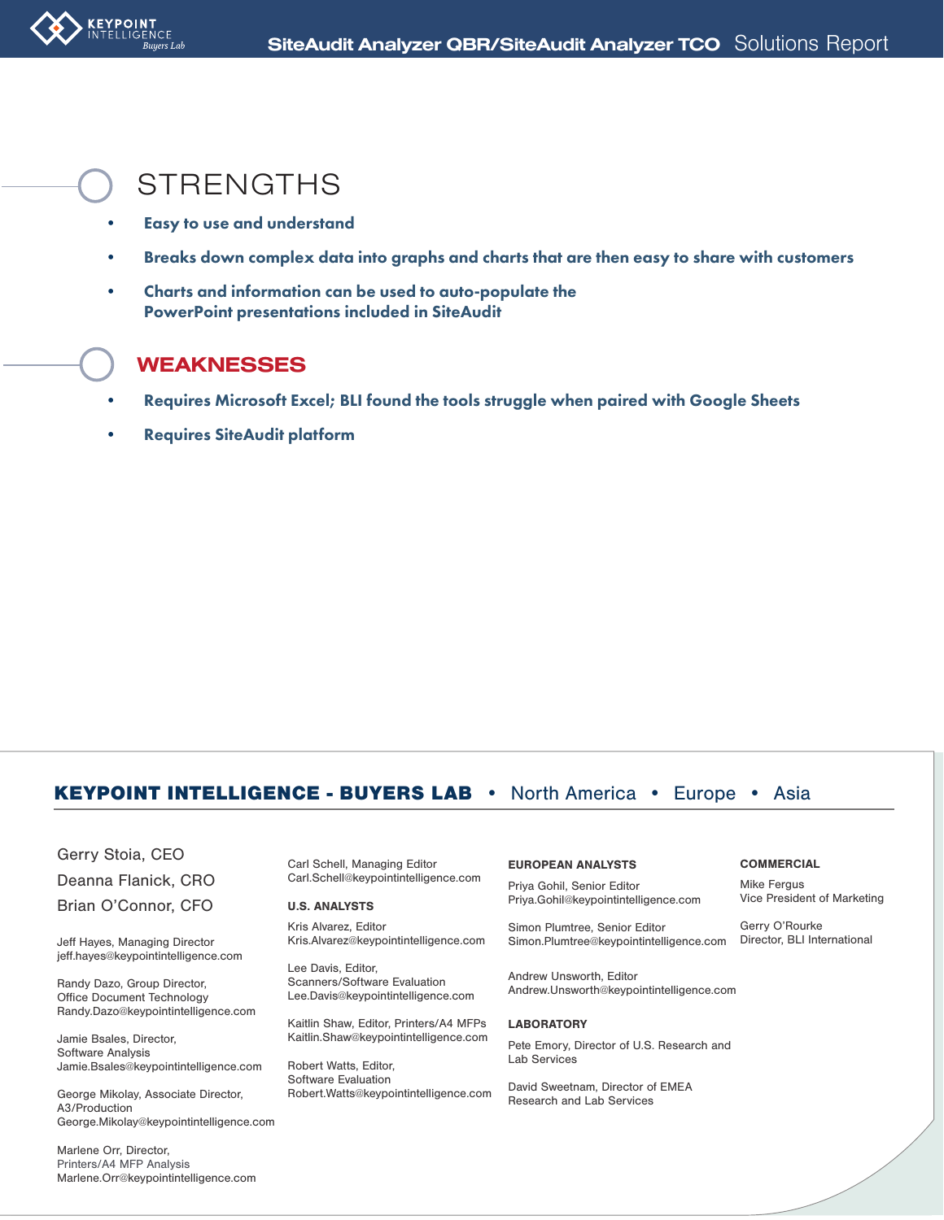## STRENGTHS

- **Easy to use and understand**
- **Breaks down complex data into graphs and charts that are then easy to share with customers**
- **Charts and information can be used to auto-populate the PowerPoint presentations included in SiteAudit**

## WEAKNESSES

- **Requires Microsoft Excel; BLI found the tools struggle when paired with Google Sheets**
- **Requires SiteAudit platform**

## KEYPOINT INTELLIGENCE - BUYERS LAB • North America • Europe • Asia

Gerry Stoia, CEO
Deanna Flanick, CRO
Brian O'Connor, CFO

Jeff Hayes, Managing Director
jeff.hayes@keypointintelligence.com

Randy Dazo, Group Director,
Office Document Technology
Randy.Dazo@keypointintelligence.com

Jamie Bsales, Director,
Software Analysis
Jamie.Bsales@keypointintelligence.com

George Mikolay, Associate Director,
A3/Production
George.Mikolay@keypointintelligence.com

Marlene Orr, Director,
Printers/A4 MFP Analysis
Marlene.Orr@keypointintelligence.com

Carl Schell, Managing Editor
Carl.Schell@keypointintelligence.com

**U.S. ANALYSTS**

Kris Alvarez, Editor
Kris.Alvarez@keypointintelligence.com

Lee Davis, Editor,
Scanners/Software Evaluation
Lee.Davis@keypointintelligence.com

Kaitlin Shaw, Editor, Printers/A4 MFPs
Kaitlin.Shaw@keypointintelligence.com

Robert Watts, Editor,
Software Evaluation
Robert.Watts@keypointintelligence.com

**EUROPEAN ANALYSTS**

Priya Gohil, Senior Editor
Priya.Gohil@keypointintelligence.com

Simon Plumtree, Senior Editor
Simon.Plumtree@keypointintelligence.com

Andrew Unsworth, Editor
Andrew.Unsworth@keypointintelligence.com

**LABORATORY**

Pete Emory, Director of U.S. Research and Lab Services

David Sweetnam, Director of EMEA Research and Lab Services

**COMMERCIAL**

Mike Fergus
Vice President of Marketing

Gerry O'Rourke
Director, BLI International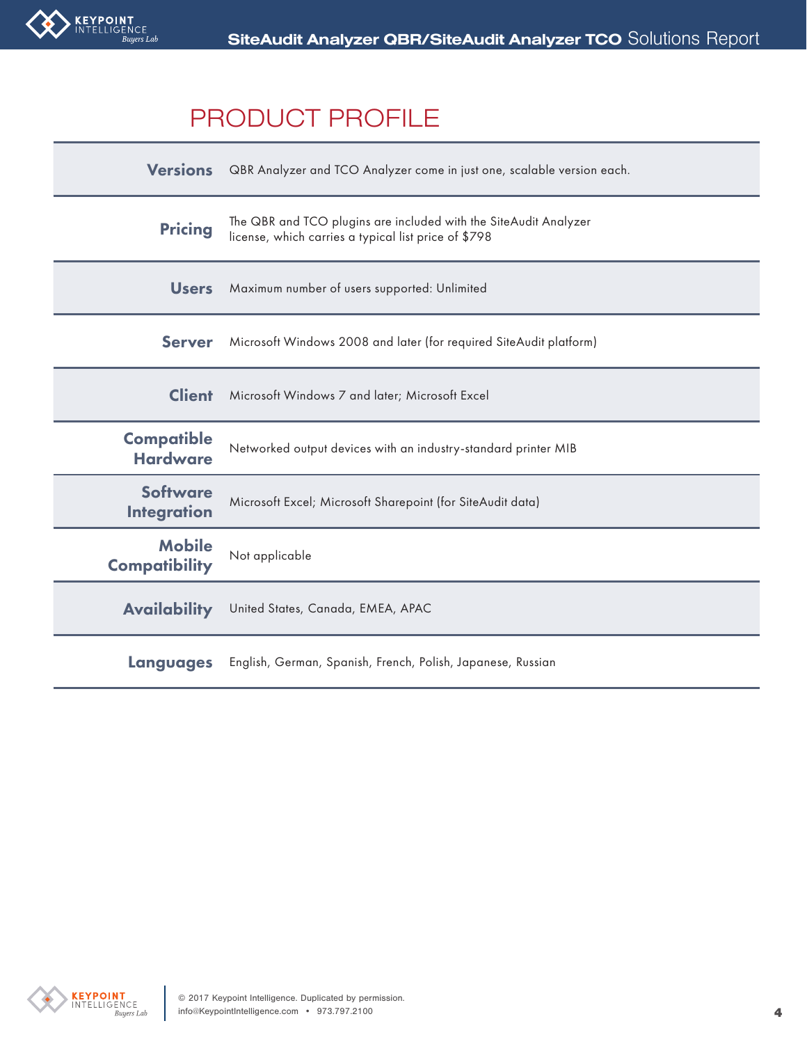# PRODUCT PROFILE

| | |
|---|---|
| **Versions** | QBR Analyzer and TCO Analyzer come in just one, scalable version each. |
| **Pricing** | The QBR and TCO plugins are included with the SiteAudit Analyzer license, which carries a typical list price of $798 |
| **Users** | Maximum number of users supported: Unlimited |
| **Server** | Microsoft Windows 2008 and later (for required SiteAudit platform) |
| **Client** | Microsoft Windows 7 and later; Microsoft Excel |
| **Compatible Hardware** | Networked output devices with an industry-standard printer MIB |
| **Software Integration** | Microsoft Excel; Microsoft Sharepoint (for SiteAudit data) |
| **Mobile Compatibility** | Not applicable |
| **Availability** | United States, Canada, EMEA, APAC |
| **Languages** | English, German, Spanish, French, Polish, Japanese, Russian |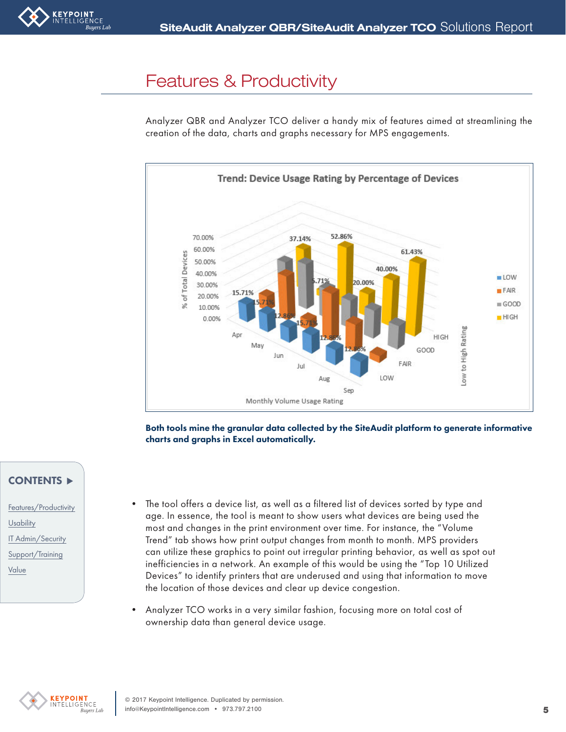# Features & Productivity

Analyzer QBR and Analyzer TCO deliver a handy mix of features aimed at streamlining the creation of the data, charts and graphs necessary for MPS engagements.

**Both tools mine the granular data collected by the SiteAudit platform to generate informative charts and graphs in Excel automatically.**

- The tool offers a device list, as well as a filtered list of devices sorted by type and age. In essence, the tool is meant to show users what devices are being used the most and changes in the print environment over time. For instance, the “Volume Trend” tab shows how print output changes from month to month. MPS providers can utilize these graphics to point out irregular printing behavior, as well as spot out inefficiencies in a network. An example of this would be using the “Top 10 Utilized Devices” to identify printers that are underused and using that information to move the location of those devices and clear up device congestion.
- Analyzer TCO works in a very similar fashion, focusing more on total cost of ownership data than general device usage.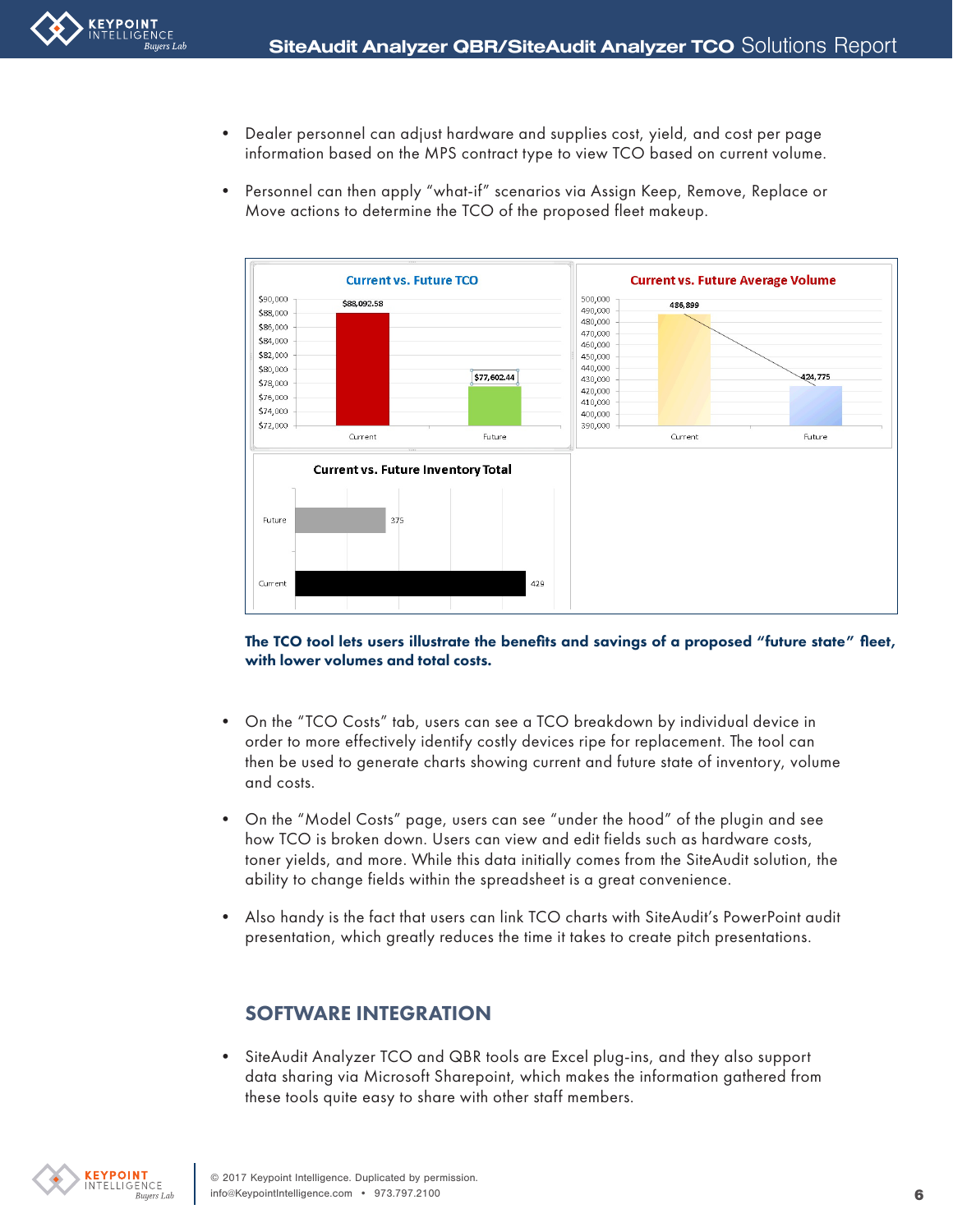- Dealer personnel can adjust hardware and supplies cost, yield, and cost per page information based on the MPS contract type to view TCO based on current volume.
- Personnel can then apply "what-if" scenarios via Assign Keep, Remove, Replace or Move actions to determine the TCO of the proposed fleet makeup.

**The TCO tool lets users illustrate the benefits and savings of a proposed "future state" fleet, with lower volumes and total costs.**

- On the "TCO Costs" tab, users can see a TCO breakdown by individual device in order to more effectively identify costly devices ripe for replacement. The tool can then be used to generate charts showing current and future state of inventory, volume and costs.
- On the "Model Costs" page, users can see "under the hood" of the plugin and see how TCO is broken down. Users can view and edit fields such as hardware costs, toner yields, and more. While this data initially comes from the SiteAudit solution, the ability to change fields within the spreadsheet is a great convenience.
- Also handy is the fact that users can link TCO charts with SiteAudit's PowerPoint audit presentation, which greatly reduces the time it takes to create pitch presentations.

## SOFTWARE INTEGRATION

- SiteAudit Analyzer TCO and QBR tools are Excel plug-ins, and they also support data sharing via Microsoft Sharepoint, which makes the information gathered from these tools quite easy to share with other staff members.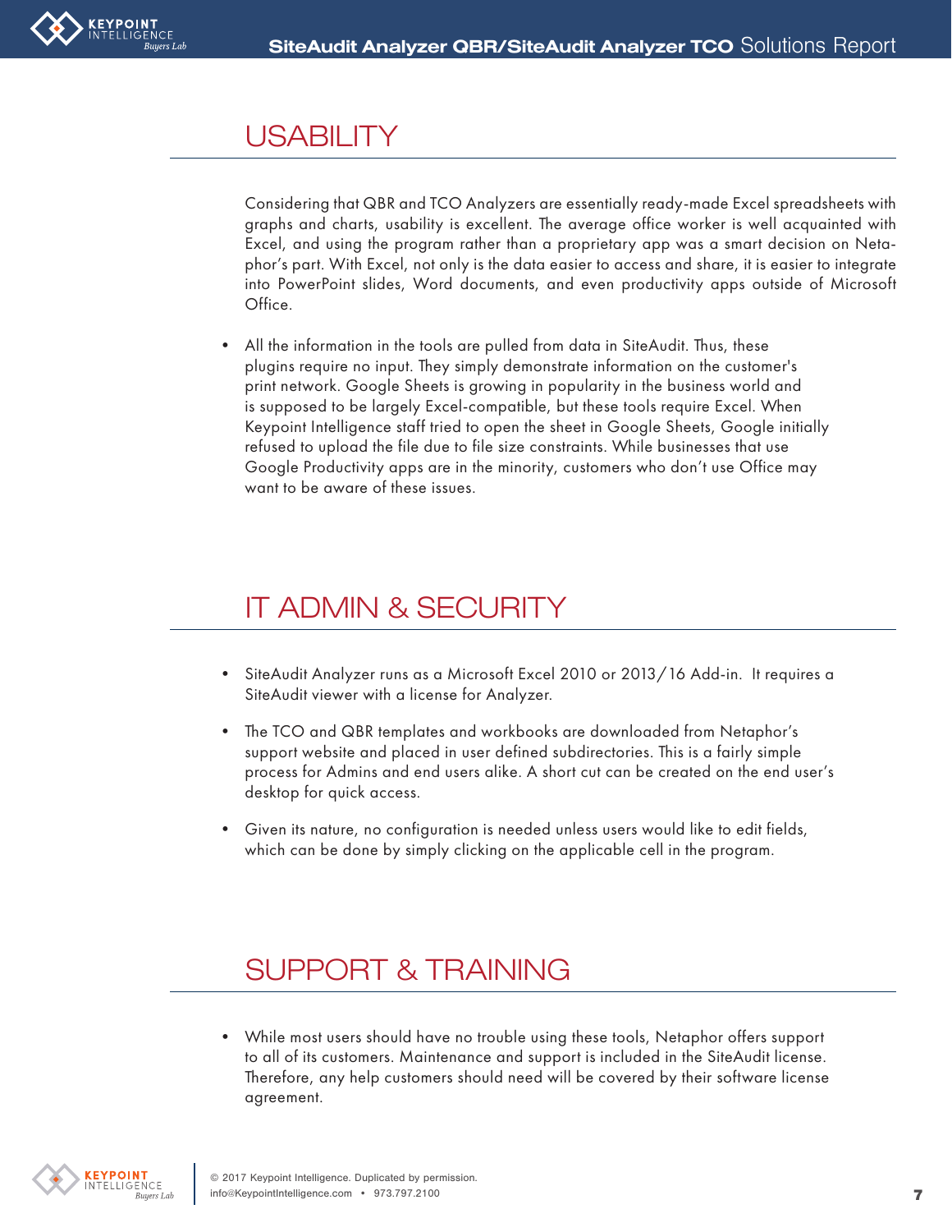## USABILITY

Considering that QBR and TCO Analyzers are essentially ready-made Excel spreadsheets with graphs and charts, usability is excellent. The average office worker is well acquainted with Excel, and using the program rather than a proprietary app was a smart decision on Netaphor's part. With Excel, not only is the data easier to access and share, it is easier to integrate into PowerPoint slides, Word documents, and even productivity apps outside of Microsoft Office.

- All the information in the tools are pulled from data in SiteAudit. Thus, these plugins require no input. They simply demonstrate information on the customer's print network. Google Sheets is growing in popularity in the business world and is supposed to be largely Excel-compatible, but these tools require Excel. When Keypoint Intelligence staff tried to open the sheet in Google Sheets, Google initially refused to upload the file due to file size constraints. While businesses that use Google Productivity apps are in the minority, customers who don't use Office may want to be aware of these issues.

## IT ADMIN & SECURITY

- SiteAudit Analyzer runs as a Microsoft Excel 2010 or 2013/16 Add-in. It requires a SiteAudit viewer with a license for Analyzer.
- The TCO and QBR templates and workbooks are downloaded from Netaphor's support website and placed in user defined subdirectories. This is a fairly simple process for Admins and end users alike. A short cut can be created on the end user's desktop for quick access.
- Given its nature, no configuration is needed unless users would like to edit fields, which can be done by simply clicking on the applicable cell in the program.

## SUPPORT & TRAINING

- While most users should have no trouble using these tools, Netaphor offers support to all of its customers. Maintenance and support is included in the SiteAudit license. Therefore, any help customers should need will be covered by their software license agreement.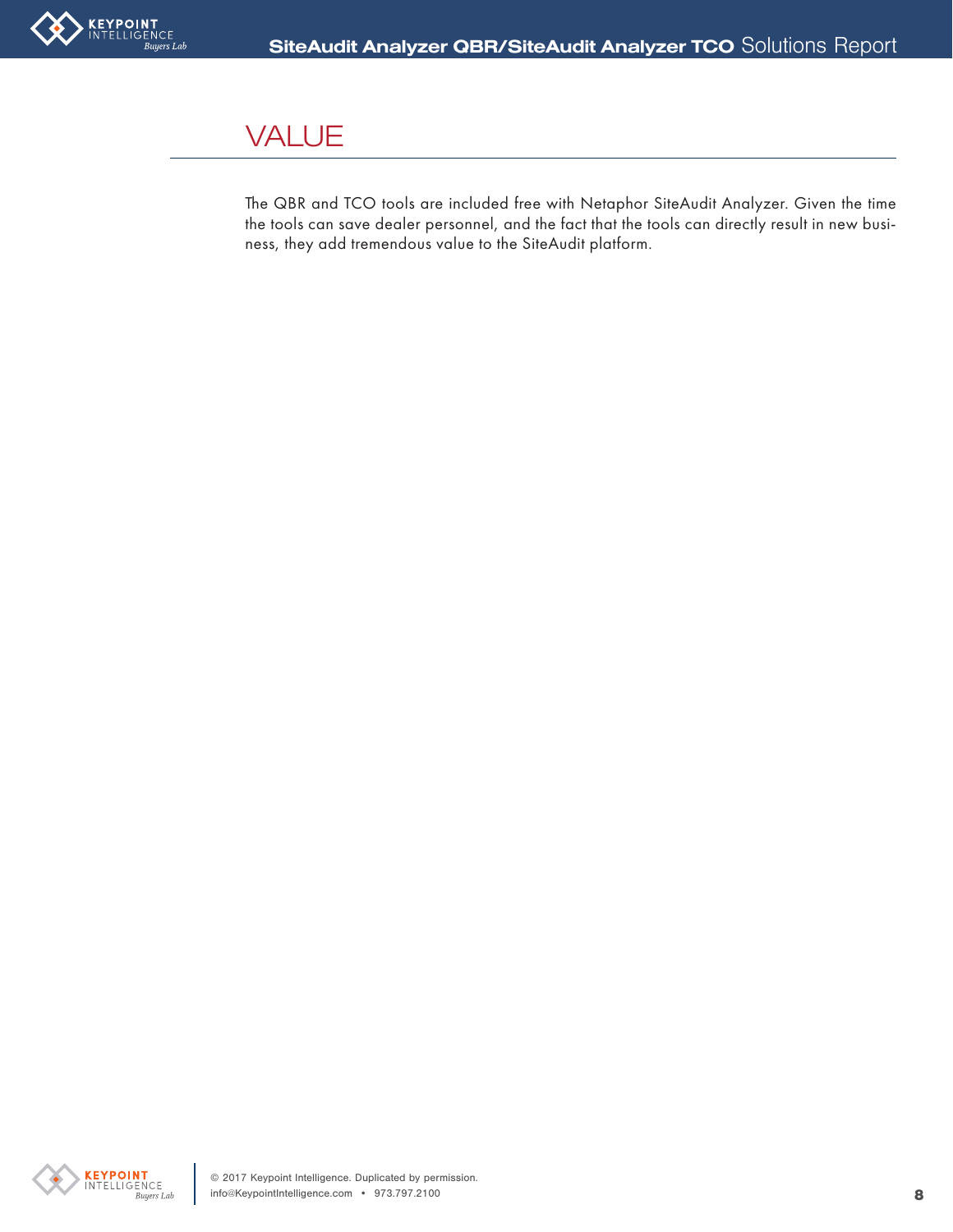# VALUE

The QBR and TCO tools are included free with Netaphor SiteAudit Analyzer. Given the time the tools can save dealer personnel, and the fact that the tools can directly result in new business, they add tremendous value to the SiteAudit platform.